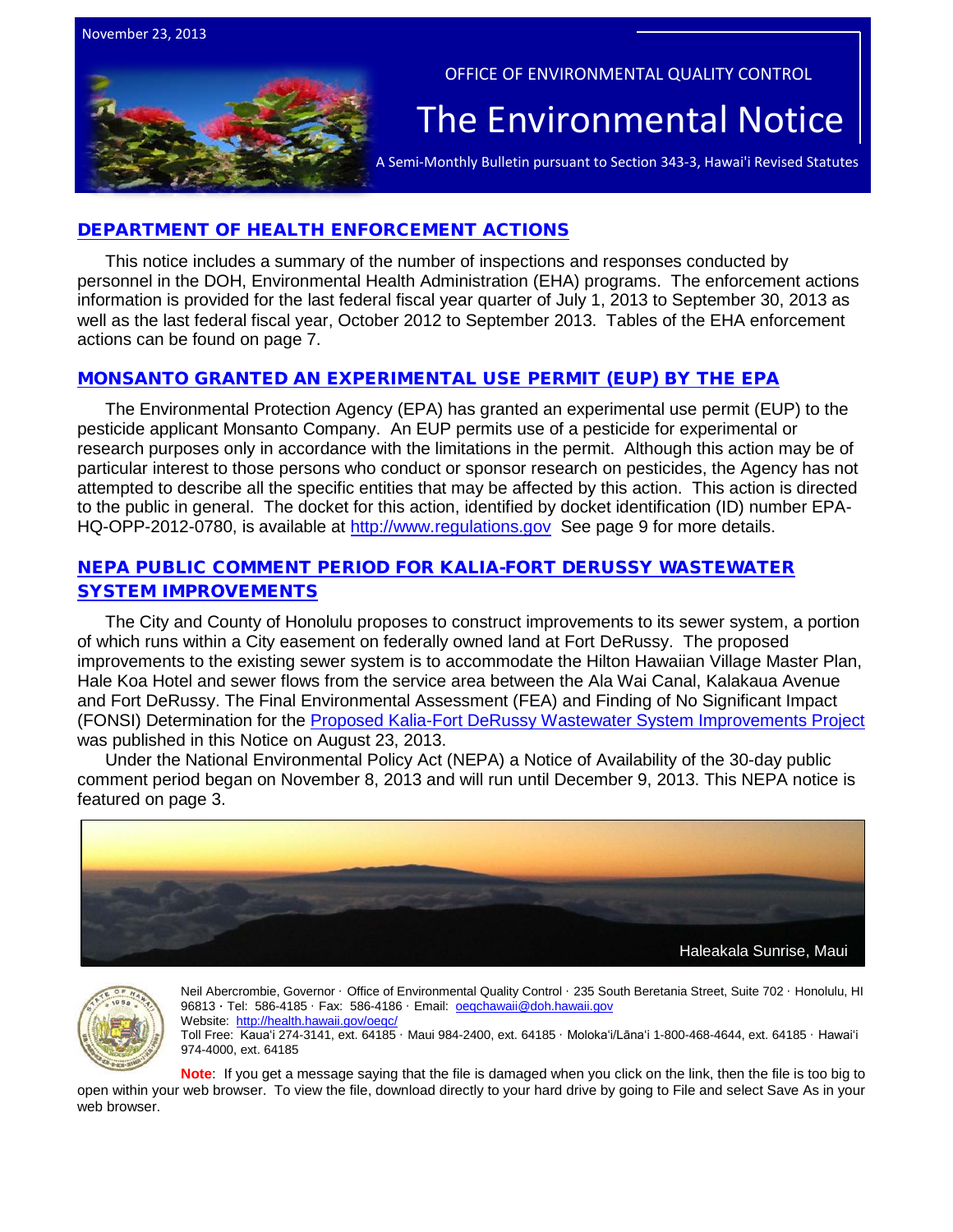November 23, 2013

OFFICE OF ENVIRONMENTAL QUALITY CONTROL

# The Environmental Notice

A Semi-Monthly Bulletin pursuant to Section 343-3, Hawai'i Revised Statutes

## DEPARTMENT OF HEALTH ENFORCEMENT ACTIONS

This notice includes a summary of the number of inspections and responses conducted by personnel in the DOH, Environmental Health Administration (EHA) programs. The enforcement actions information is provided for the last federal fiscal year quarter of July 1, 2013 to September 30, 2013 as well as the last federal fiscal year, October 2012 to September 2013. Tables of the EHA enforcement actions can be found on page 7.

## MONSANTO GRANTED AN EXPERIMENTAL USE PERMIT (EUP) BY THE EPA

The Environmental Protection Agency (EPA) has granted an experimental use permit (EUP) to the pesticide applicant Monsanto Company. An EUP permits use of a pesticide for experimental or research purposes only in accordance with the limitations in the permit. Although this action may be of particular interest to those persons who conduct or sponsor research on pesticides, the Agency has not attempted to describe all the specific entities that may be affected by this action. This action is directed to the public in general. The docket for this action, identified by docket identification (ID) number EPA-HQ-OPP-2012-0780, is available at http://www.regulations.gov See page 9 for more details.

## NEPA PUBLIC COMMENT PERIOD FOR KALIA-FORT DERUSSY WASTEWATER SYSTEM IMPROVEMENTS

The City and County of Honolulu proposes to construct improvements to its sewer system, a portion of which runs within a City easement on federally owned land at Fort DeRussy. The proposed improvements to the existing sewer system is to accommodate the Hilton Hawaiian Village Master Plan, Hale Koa Hotel and sewer flows from the service area between the Ala Wai Canal, Kalakaua Avenue and Fort DeRussy. The Final Environmental Assessment (FEA) and Finding of No Significant Impact (FONSI) Determination for the Proposed Kalia-Fort DeRussy Wastewater System Improvements Project was published in this Notice on August 23, 2013.

Under the National Environmental Policy Act (NEPA) a Notice of Availability of the 30-day public comment period began on November 8, 2013 and will run until December 9, 2013. This NEPA notice is featured on page 3.

Haleakala Sunrise, Maui

Neil Abercrombie, Governor · Office of Environmental Quality Control · 235 South Beretania Street, Suite 702 · Honolulu, HI 96813 · Tel: 586-4185 · Fax: 586-4186 · Email: oeqchawaii@doh.hawaii.gov
Website: http://health.hawaii.gov/oeqc/
Toll Free: Kaua'i 274-3141, ext. 64185 · Maui 984-2400, ext. 64185 · Moloka'i/Lāna'i 1-800-468-4644, ext. 64185 · Hawai'i 974-4000, ext. 64185

**Note**: If you get a message saying that the file is damaged when you click on the link, then the file is too big to open within your web browser. To view the file, download directly to your hard drive by going to File and select Save As in your web browser.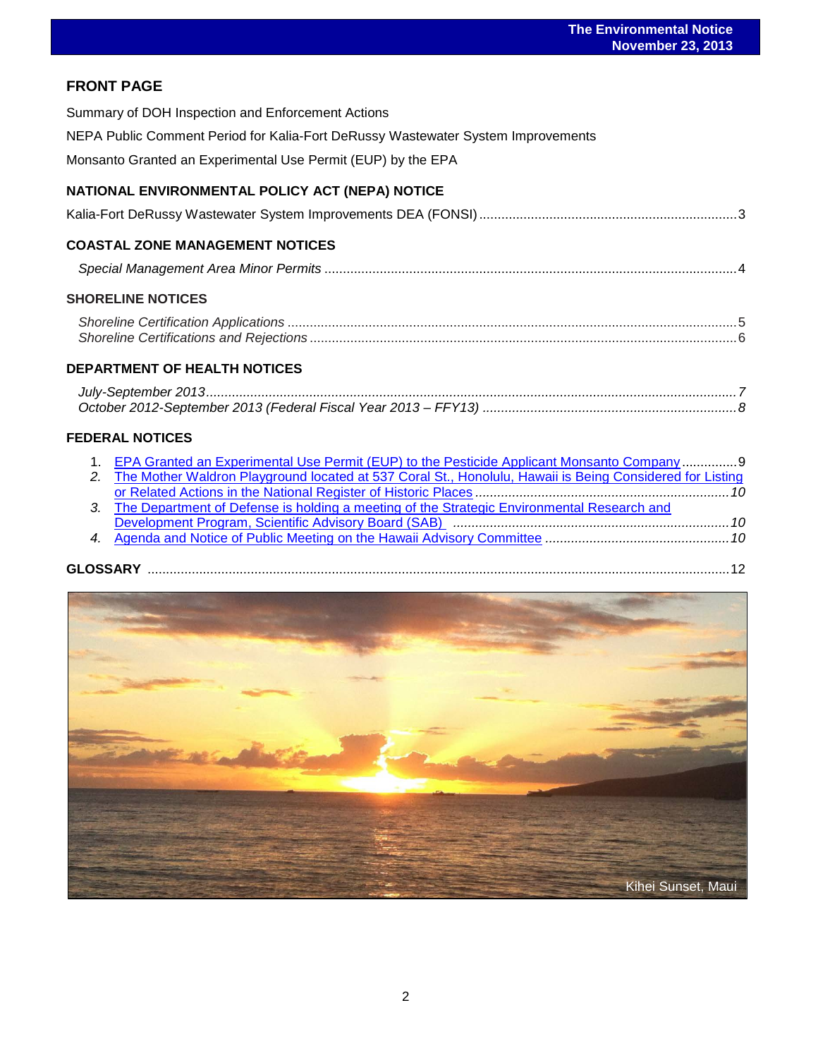## FRONT PAGE

Summary of DOH Inspection and Enforcement Actions

NEPA Public Comment Period for Kalia-Fort DeRussy Wastewater System Improvements

Monsanto Granted an Experimental Use Permit (EUP) by the EPA

## NATIONAL ENVIRONMENTAL POLICY ACT (NEPA) NOTICE

Kalia-Fort DeRussy Wastewater System Improvements DEA (FONSI) ....... 3

## COASTAL ZONE MANAGEMENT NOTICES

*Special Management Area Minor Permits* ....... 4

## SHORELINE NOTICES

*Shoreline Certification Applications* ....... 5
*Shoreline Certifications and Rejections* ....... 6

## DEPARTMENT OF HEALTH NOTICES

*July-September 2013* ....... *7*
*October 2012-September 2013 (Federal Fiscal Year 2013 – FFY13)* ....... *8*

## FEDERAL NOTICES

1. EPA Granted an Experimental Use Permit (EUP) to the Pesticide Applicant Monsanto Company ....... 9
2. The Mother Waldron Playground located at 537 Coral St., Honolulu, Hawaii is Being Considered for Listing or Related Actions in the National Register of Historic Places ....... *10*
3. The Department of Defense is holding a meeting of the Strategic Environmental Research and Development Program, Scientific Advisory Board (SAB) ....... *10*
4. Agenda and Notice of Public Meeting on the Hawaii Advisory Committee ....... *10*

## GLOSSARY ....... 12

Kihei Sunset, Maui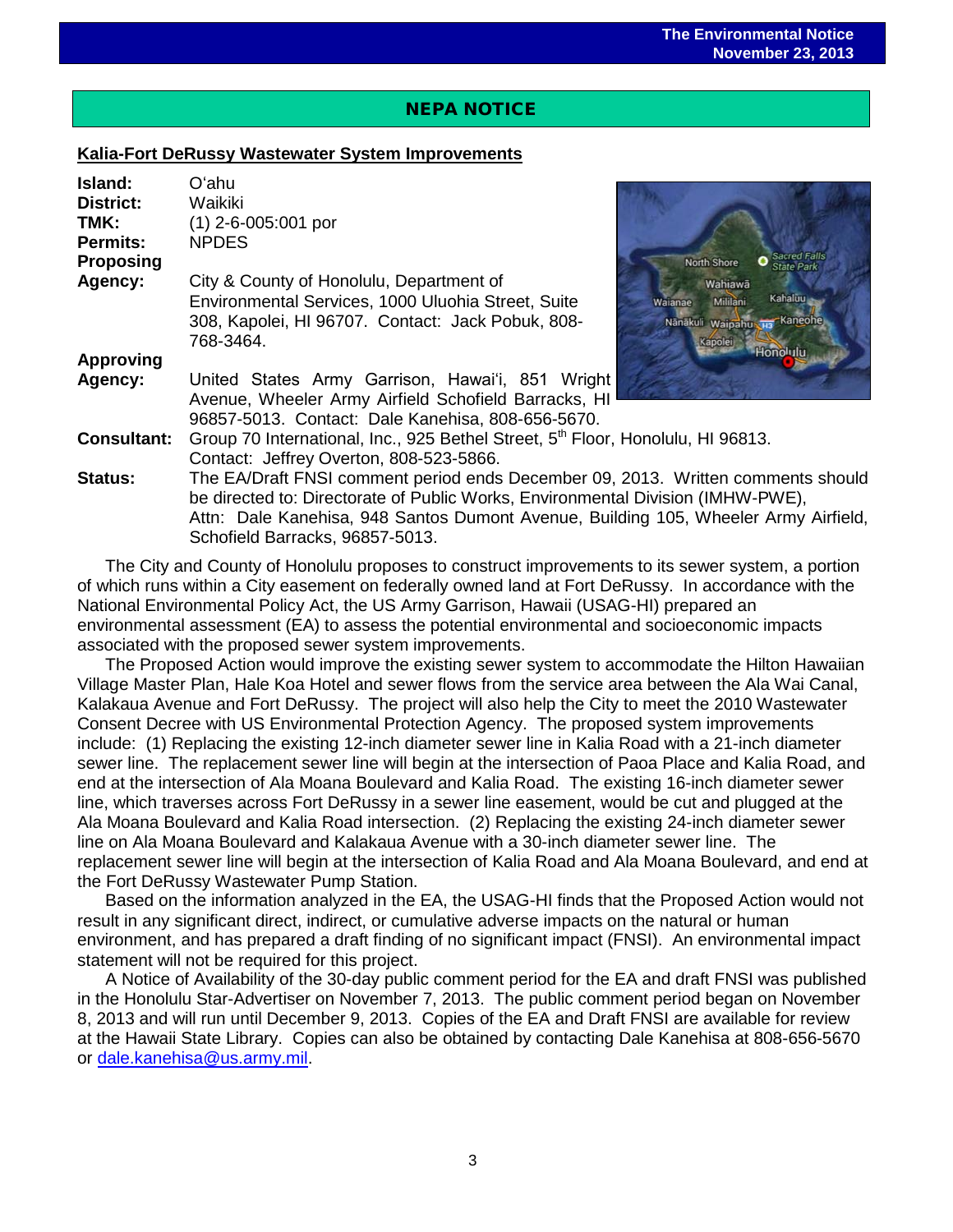## NEPA NOTICE

### Kalia-Fort DeRussy Wastewater System Improvements

**Island:** O'ahu

**District:** Waikiki

**TMK:** (1) 2-6-005:001 por

**Permits:** NPDES

**Proposing Agency:** City & County of Honolulu, Department of Environmental Services, 1000 Uluohia Street, Suite 308, Kapolei, HI 96707. Contact: Jack Pobuk, 808-768-3464.

**Approving Agency:** United States Army Garrison, Hawai'i, 851 Wright Avenue, Wheeler Army Airfield Schofield Barracks, HI 96857-5013. Contact: Dale Kanehisa, 808-656-5670.

**Consultant:** Group 70 International, Inc., 925 Bethel Street, 5th Floor, Honolulu, HI 96813. Contact: Jeffrey Overton, 808-523-5866.

**Status:** The EA/Draft FNSI comment period ends December 09, 2013. Written comments should be directed to: Directorate of Public Works, Environmental Division (IMHW-PWE), Attn: Dale Kanehisa, 948 Santos Dumont Avenue, Building 105, Wheeler Army Airfield, Schofield Barracks, 96857-5013.

The City and County of Honolulu proposes to construct improvements to its sewer system, a portion of which runs within a City easement on federally owned land at Fort DeRussy. In accordance with the National Environmental Policy Act, the US Army Garrison, Hawaii (USAG-HI) prepared an environmental assessment (EA) to assess the potential environmental and socioeconomic impacts associated with the proposed sewer system improvements.

The Proposed Action would improve the existing sewer system to accommodate the Hilton Hawaiian Village Master Plan, Hale Koa Hotel and sewer flows from the service area between the Ala Wai Canal, Kalakaua Avenue and Fort DeRussy. The project will also help the City to meet the 2010 Wastewater Consent Decree with US Environmental Protection Agency. The proposed system improvements include: (1) Replacing the existing 12-inch diameter sewer line in Kalia Road with a 21-inch diameter sewer line. The replacement sewer line will begin at the intersection of Paoa Place and Kalia Road, and end at the intersection of Ala Moana Boulevard and Kalia Road. The existing 16-inch diameter sewer line, which traverses across Fort DeRussy in a sewer line easement, would be cut and plugged at the Ala Moana Boulevard and Kalia Road intersection. (2) Replacing the existing 24-inch diameter sewer line on Ala Moana Boulevard and Kalakaua Avenue with a 30-inch diameter sewer line. The replacement sewer line will begin at the intersection of Kalia Road and Ala Moana Boulevard, and end at the Fort DeRussy Wastewater Pump Station.

Based on the information analyzed in the EA, the USAG-HI finds that the Proposed Action would not result in any significant direct, indirect, or cumulative adverse impacts on the natural or human environment, and has prepared a draft finding of no significant impact (FNSI). An environmental impact statement will not be required for this project.

A Notice of Availability of the 30-day public comment period for the EA and draft FNSI was published in the Honolulu Star-Advertiser on November 7, 2013. The public comment period began on November 8, 2013 and will run until December 9, 2013. Copies of the EA and Draft FNSI are available for review at the Hawaii State Library. Copies can also be obtained by contacting Dale Kanehisa at 808-656-5670 or dale.kanehisa@us.army.mil.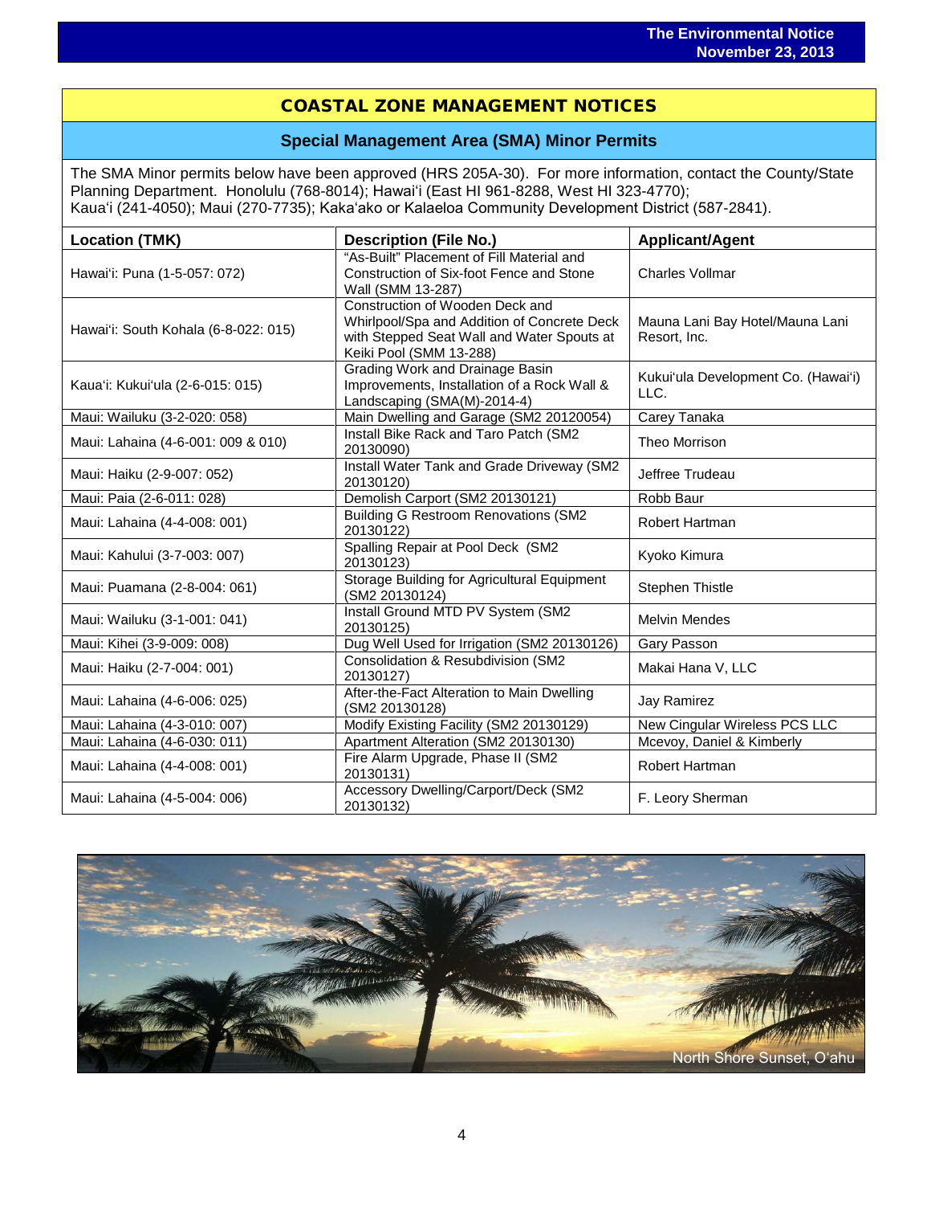## COASTAL ZONE MANAGEMENT NOTICES

### Special Management Area (SMA) Minor Permits

The SMA Minor permits below have been approved (HRS 205A-30). For more information, contact the County/State Planning Department. Honolulu (768-8014); Hawai'i (East HI 961-8288, West HI 323-4770); Kaua'i (241-4050); Maui (270-7735); Kaka'ako or Kalaeloa Community Development District (587-2841).

| Location (TMK) | Description (File No.) | Applicant/Agent |
|---|---|---|
| Hawai'i: Puna (1-5-057: 072) | "As-Built" Placement of Fill Material and Construction of Six-foot Fence and Stone Wall (SMM 13-287) | Charles Vollmar |
| Hawai'i: South Kohala (6-8-022: 015) | Construction of Wooden Deck and Whirlpool/Spa and Addition of Concrete Deck with Stepped Seat Wall and Water Spouts at Keiki Pool (SMM 13-288) | Mauna Lani Bay Hotel/Mauna Lani Resort, Inc. |
| Kaua'i: Kukui'ula (2-6-015: 015) | Grading Work and Drainage Basin Improvements, Installation of a Rock Wall & Landscaping (SMA(M)-2014-4) | Kukui'ula Development Co. (Hawai'i) LLC. |
| Maui: Wailuku (3-2-020: 058) | Main Dwelling and Garage (SM2 20120054) | Carey Tanaka |
| Maui: Lahaina (4-6-001: 009 & 010) | Install Bike Rack and Taro Patch (SM2 20130090) | Theo Morrison |
| Maui: Haiku (2-9-007: 052) | Install Water Tank and Grade Driveway (SM2 20130120) | Jeffree Trudeau |
| Maui: Paia (2-6-011: 028) | Demolish Carport (SM2 20130121) | Robb Baur |
| Maui: Lahaina (4-4-008: 001) | Building G Restroom Renovations (SM2 20130122) | Robert Hartman |
| Maui: Kahului (3-7-003: 007) | Spalling Repair at Pool Deck (SM2 20130123) | Kyoko Kimura |
| Maui: Puamana (2-8-004: 061) | Storage Building for Agricultural Equipment (SM2 20130124) | Stephen Thistle |
| Maui: Wailuku (3-1-001: 041) | Install Ground MTD PV System (SM2 20130125) | Melvin Mendes |
| Maui: Kihei (3-9-009: 008) | Dug Well Used for Irrigation (SM2 20130126) | Gary Passon |
| Maui: Haiku (2-7-004: 001) | Consolidation & Resubdivision (SM2 20130127) | Makai Hana V, LLC |
| Maui: Lahaina (4-6-006: 025) | After-the-Fact Alteration to Main Dwelling (SM2 20130128) | Jay Ramirez |
| Maui: Lahaina (4-3-010: 007) | Modify Existing Facility (SM2 20130129) | New Cingular Wireless PCS LLC |
| Maui: Lahaina (4-6-030: 011) | Apartment Alteration (SM2 20130130) | Mcevoy, Daniel & Kimberly |
| Maui: Lahaina (4-4-008: 001) | Fire Alarm Upgrade, Phase II (SM2 20130131) | Robert Hartman |
| Maui: Lahaina (4-5-004: 006) | Accessory Dwelling/Carport/Deck (SM2 20130132) | F. Leory Sherman |

North Shore Sunset, O'ahu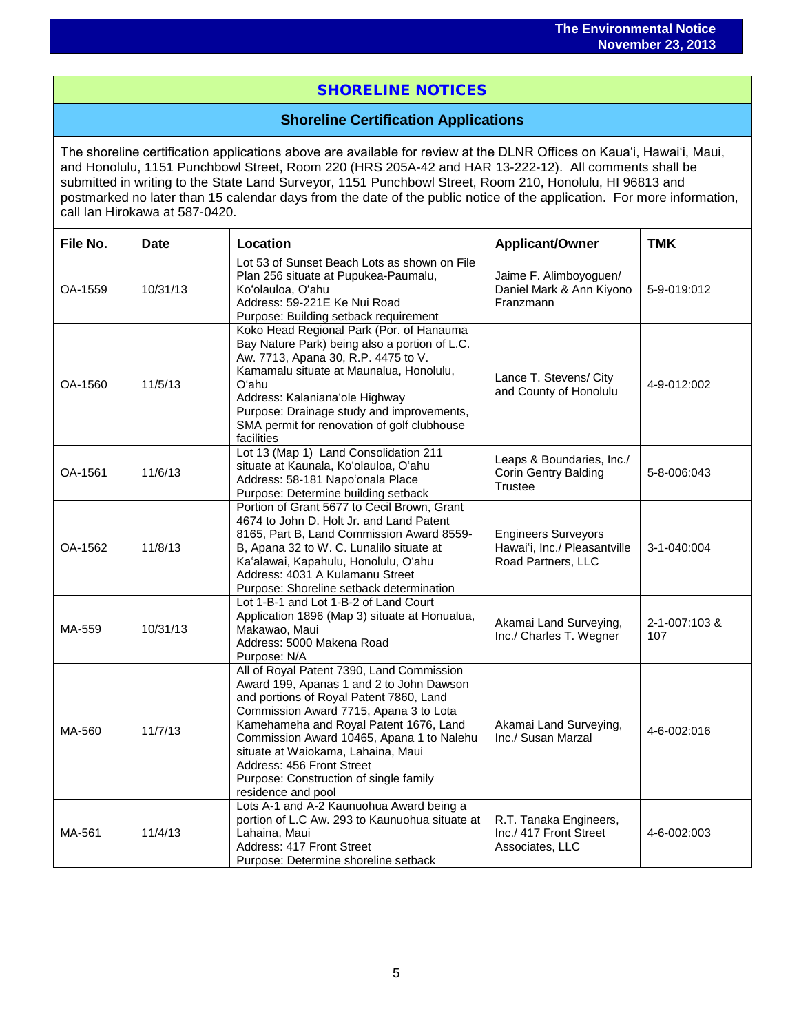## SHORELINE NOTICES

### Shoreline Certification Applications

The shoreline certification applications above are available for review at the DLNR Offices on Kaua'i, Hawai'i, Maui, and Honolulu, 1151 Punchbowl Street, Room 220 (HRS 205A-42 and HAR 13-222-12). All comments shall be submitted in writing to the State Land Surveyor, 1151 Punchbowl Street, Room 210, Honolulu, HI 96813 and postmarked no later than 15 calendar days from the date of the public notice of the application. For more information, call Ian Hirokawa at 587-0420.

| File No. | Date | Location | Applicant/Owner | TMK |
|---|---|---|---|---|
| OA-1559 | 10/31/13 | Lot 53 of Sunset Beach Lots as shown on File Plan 256 situate at Pupukea-Paumalu, Ko'olauloa, O'ahu<br>Address: 59-221E Ke Nui Road<br>Purpose: Building setback requirement | Jaime F. Alimboyoguen/ Daniel Mark & Ann Kiyono Franzmann | 5-9-019:012 |
| OA-1560 | 11/5/13 | Koko Head Regional Park (Por. of Hanauma Bay Nature Park) being also a portion of L.C. Aw. 7713, Apana 30, R.P. 4475 to V. Kamamalu situate at Maunalua, Honolulu, O'ahu<br>Address: Kalaniana'ole Highway<br>Purpose: Drainage study and improvements, SMA permit for renovation of golf clubhouse facilities | Lance T. Stevens/ City and County of Honolulu | 4-9-012:002 |
| OA-1561 | 11/6/13 | Lot 13 (Map 1) Land Consolidation 211 situate at Kaunala, Ko'olauloa, O'ahu<br>Address: 58-181 Napo'onala Place<br>Purpose: Determine building setback | Leaps & Boundaries, Inc./ Corin Gentry Balding Trustee | 5-8-006:043 |
| OA-1562 | 11/8/13 | Portion of Grant 5677 to Cecil Brown, Grant 4674 to John D. Holt Jr. and Land Patent 8165, Part B, Land Commission Award 8559-B, Apana 32 to W. C. Lunalilo situate at Ka'alawai, Kapahulu, Honolulu, O'ahu<br>Address: 4031 A Kulamanu Street<br>Purpose: Shoreline setback determination | Engineers Surveyors Hawai'i, Inc./ Pleasantville Road Partners, LLC | 3-1-040:004 |
| MA-559 | 10/31/13 | Lot 1-B-1 and Lot 1-B-2 of Land Court Application 1896 (Map 3) situate at Honualua, Makawao, Maui<br>Address: 5000 Makena Road<br>Purpose: N/A | Akamai Land Surveying, Inc./ Charles T. Wegner | 2-1-007:103 & 107 |
| MA-560 | 11/7/13 | All of Royal Patent 7390, Land Commission Award 199, Apanas 1 and 2 to John Dawson and portions of Royal Patent 7860, Land Commission Award 7715, Apana 3 to Lota Kamehameha and Royal Patent 1676, Land Commission Award 10465, Apana 1 to Nalehu situate at Waiokama, Lahaina, Maui<br>Address: 456 Front Street<br>Purpose: Construction of single family residence and pool | Akamai Land Surveying, Inc./ Susan Marzal | 4-6-002:016 |
| MA-561 | 11/4/13 | Lots A-1 and A-2 Kaunuohua Award being a portion of L.C Aw. 293 to Kaunuohua situate at Lahaina, Maui<br>Address: 417 Front Street<br>Purpose: Determine shoreline setback | R.T. Tanaka Engineers, Inc./ 417 Front Street Associates, LLC | 4-6-002:003 |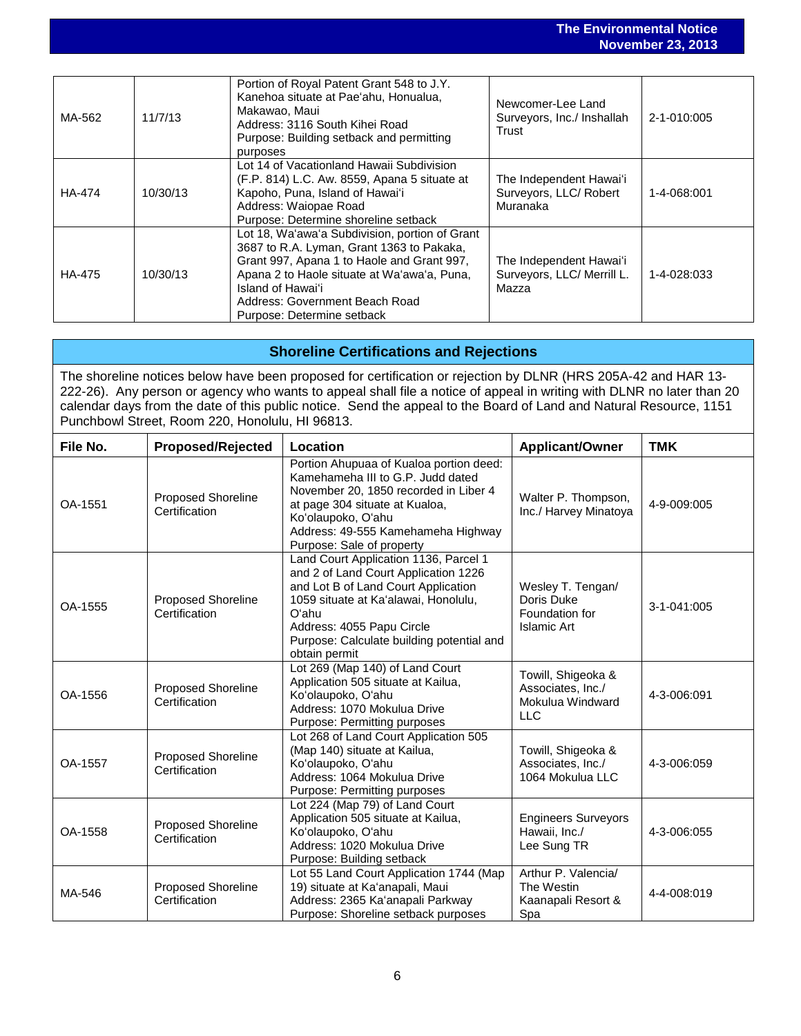| | | | | |
|---|---|---|---|---|
| MA-562 | 11/7/13 | Portion of Royal Patent Grant 548 to J.Y. Kanehoa situate at Pae'ahu, Honualua, Makawao, Maui<br>Address: 3116 South Kihei Road<br>Purpose: Building setback and permitting purposes | Newcomer-Lee Land Surveyors, Inc./ Inshallah Trust | 2-1-010:005 |
| HA-474 | 10/30/13 | Lot 14 of Vacationland Hawaii Subdivision (F.P. 814) L.C. Aw. 8559, Apana 5 situate at Kapoho, Puna, Island of Hawai'i<br>Address: Waiopae Road<br>Purpose: Determine shoreline setback | The Independent Hawai'i Surveyors, LLC/ Robert Muranaka | 1-4-068:001 |
| HA-475 | 10/30/13 | Lot 18, Wa'awa'a Subdivision, portion of Grant 3687 to R.A. Lyman, Grant 1363 to Pakaka, Grant 997, Apana 1 to Haole and Grant 997, Apana 2 to Haole situate at Wa'awa'a, Puna, Island of Hawai'i<br>Address: Government Beach Road<br>Purpose: Determine setback | The Independent Hawai'i Surveyors, LLC/ Merrill L. Mazza | 1-4-028:033 |

## Shoreline Certifications and Rejections

The shoreline notices below have been proposed for certification or rejection by DLNR (HRS 205A-42 and HAR 13-222-26). Any person or agency who wants to appeal shall file a notice of appeal in writing with DLNR no later than 20 calendar days from the date of this public notice. Send the appeal to the Board of Land and Natural Resource, 1151 Punchbowl Street, Room 220, Honolulu, HI 96813.

| File No. | Proposed/Rejected | Location | Applicant/Owner | TMK |
|---|---|---|---|---|
| OA-1551 | Proposed Shoreline Certification | Portion Ahupuaa of Kualoa portion deed: Kamehameha III to G.P. Judd dated November 20, 1850 recorded in Liber 4 at page 304 situate at Kualoa, Ko'olaupoko, O'ahu<br>Address: 49-555 Kamehameha Highway<br>Purpose: Sale of property | Walter P. Thompson, Inc./ Harvey Minatoya | 4-9-009:005 |
| OA-1555 | Proposed Shoreline Certification | Land Court Application 1136, Parcel 1 and 2 of Land Court Application 1226 and Lot B of Land Court Application 1059 situate at Ka'alawai, Honolulu, O'ahu<br>Address: 4055 Papu Circle<br>Purpose: Calculate building potential and obtain permit | Wesley T. Tengan/ Doris Duke Foundation for Islamic Art | 3-1-041:005 |
| OA-1556 | Proposed Shoreline Certification | Lot 269 (Map 140) of Land Court Application 505 situate at Kailua, Ko'olaupoko, O'ahu<br>Address: 1070 Mokulua Drive<br>Purpose: Permitting purposes | Towill, Shigeoka & Associates, Inc./ Mokulua Windward LLC | 4-3-006:091 |
| OA-1557 | Proposed Shoreline Certification | Lot 268 of Land Court Application 505 (Map 140) situate at Kailua, Ko'olaupoko, O'ahu<br>Address: 1064 Mokulua Drive<br>Purpose: Permitting purposes | Towill, Shigeoka & Associates, Inc./ 1064 Mokulua LLC | 4-3-006:059 |
| OA-1558 | Proposed Shoreline Certification | Lot 224 (Map 79) of Land Court Application 505 situate at Kailua, Ko'olaupoko, O'ahu<br>Address: 1020 Mokulua Drive<br>Purpose: Building setback | Engineers Surveyors Hawaii, Inc./ Lee Sung TR | 4-3-006:055 |
| MA-546 | Proposed Shoreline Certification | Lot 55 Land Court Application 1744 (Map 19) situate at Ka'anapali, Maui<br>Address: 2365 Ka'anapali Parkway<br>Purpose: Shoreline setback purposes | Arthur P. Valencia/ The Westin Kaanapali Resort & Spa | 4-4-008:019 |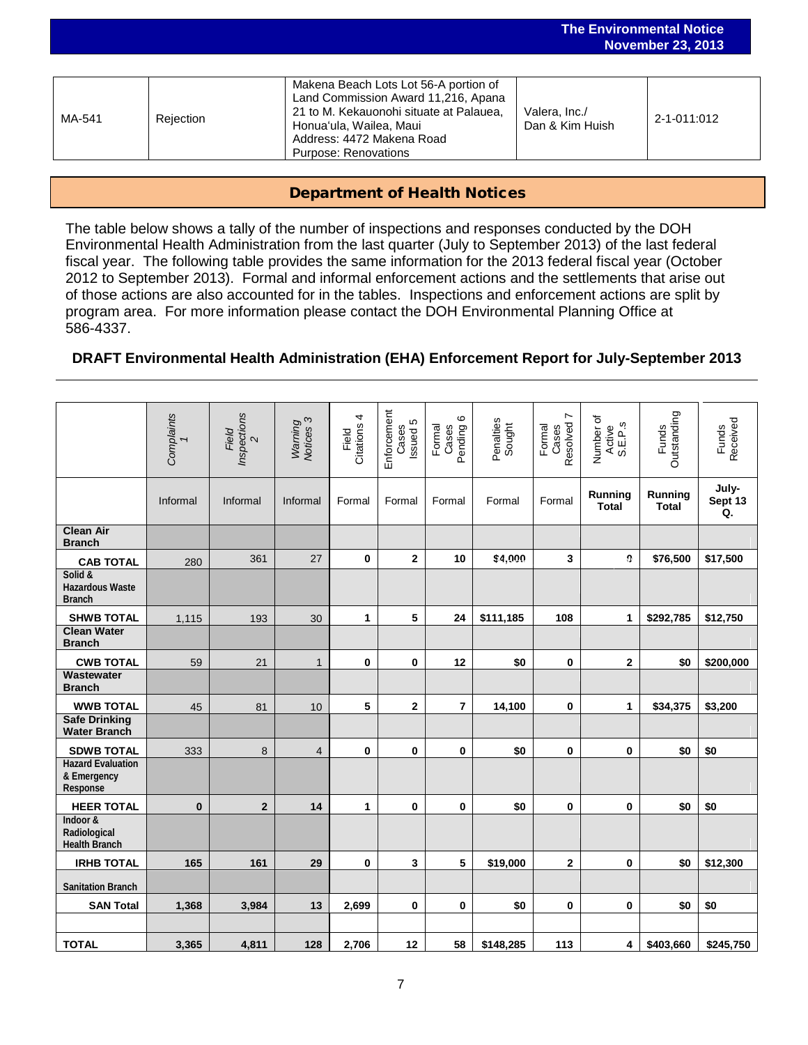| MA-541 | Rejection | Makena Beach Lots Lot 56-A portion of Land Commission Award 11,216, Apana 21 to M. Kekauonohi situate at Palauea, Honua'ula, Wailea, Maui<br>Address: 4472 Makena Road<br>Purpose: Renovations | Valera, Inc./<br>Dan & Kim Huish | 2-1-011:012 |
|---|---|---|---|---|

## Department of Health Notices

The table below shows a tally of the number of inspections and responses conducted by the DOH Environmental Health Administration from the last quarter (July to September 2013) of the last federal fiscal year. The following table provides the same information for the 2013 federal fiscal year (October 2012 to September 2013). Formal and informal enforcement actions and the settlements that arise out of those actions are also accounted for in the tables. Inspections and enforcement actions are split by program area. For more information please contact the DOH Environmental Planning Office at 586-4337.

### DRAFT Environmental Health Administration (EHA) Enforcement Report for July-September 2013

| | *Complaints 1* | *Field Inspections 2* | *Warning Notices 3* | Field Citations 4 | Enforcement Cases Issued 5 | Formal Cases Pending 6 | Penalties Sought | Formal Cases Resolved 7 | Number of Active S.E.P.s | Funds Outstanding | Funds Received |
|---|---|---|---|---|---|---|---|---|---|---|---|
| | Informal | Informal | Informal | Formal | Formal | Formal | Formal | Formal | **Running Total** | **Running Total** | **July-Sept 13 Q.** |
| **Clean Air Branch** | | | | | | | | | | | |
| **CAB TOTAL** | 280 | 361 | 27 | **0** | **2** | **10** | **$4,000** | **3** | **0** | **$76,500** | **$17,500** |
| **Solid & Hazardous Waste Branch** | | | | | | | | | | | |
| **SHWB TOTAL** | 1,115 | 193 | 30 | **1** | **5** | **24** | **$111,185** | **108** | **1** | **$292,785** | **$12,750** |
| **Clean Water Branch** | | | | | | | | | | | |
| **CWB TOTAL** | 59 | 21 | 1 | **0** | **0** | **12** | **$0** | **0** | **2** | **$0** | **$200,000** |
| **Wastewater Branch** | | | | | | | | | | | |
| **WWB TOTAL** | 45 | 81 | 10 | **5** | **2** | **7** | **14,100** | **0** | **1** | **$34,375** | **$3,200** |
| **Safe Drinking Water Branch** | | | | | | | | | | | |
| **SDWB TOTAL** | 333 | 8 | 4 | **0** | **0** | **0** | **$0** | **0** | **0** | **$0** | **$0** |
| **Hazard Evaluation & Emergency Response** | | | | | | | | | | | |
| **HEER TOTAL** | **0** | **2** | **14** | **1** | **0** | **0** | **$0** | **0** | **0** | **$0** | **$0** |
| **Indoor & Radiological Health Branch** | | | | | | | | | | | |
| **IRHB TOTAL** | **165** | **161** | **29** | **0** | **3** | **5** | **$19,000** | **2** | **0** | **$0** | **$12,300** |
| **Sanitation Branch** | | | | | | | | | | | |
| **SAN Total** | **1,368** | **3,984** | **13** | **2,699** | **0** | **0** | **$0** | **0** | **0** | **$0** | **$0** |
| | | | | | | | | | | | |
| **TOTAL** | **3,365** | **4,811** | **128** | **2,706** | **12** | **58** | **$148,285** | **113** | **4** | **$403,660** | **$245,750** |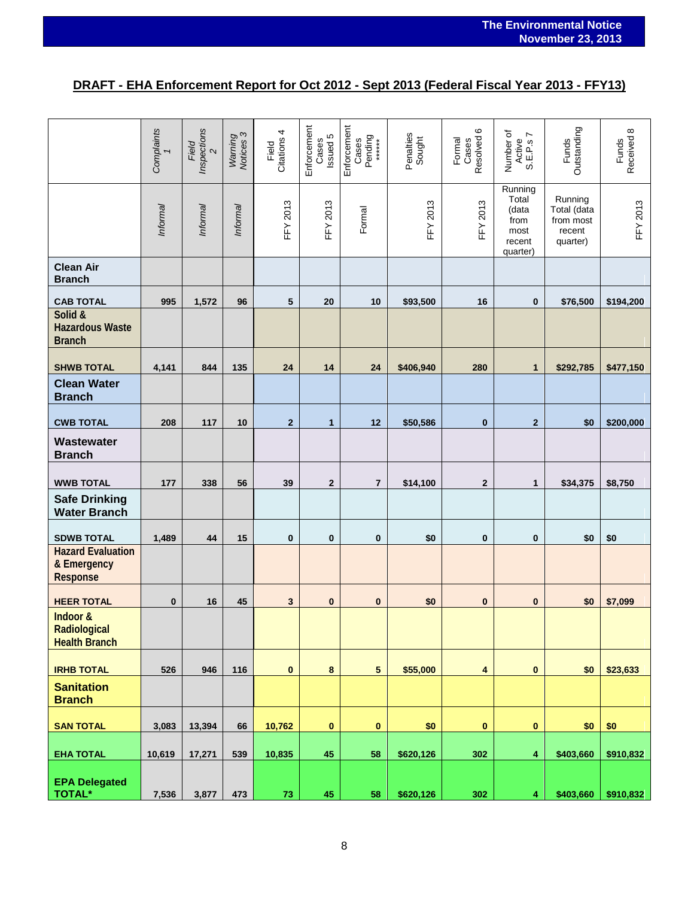## DRAFT - EHA Enforcement Report for Oct 2012 - Sept 2013 (Federal Fiscal Year 2013 - FFY13)

| | Complaints 1 | Field Inspections 2 | Warning Notices 3 | Field Citations 4 | Enforcement Cases Issued 5 | Enforcement Cases Pending ****** | Penalties Sought | Formal Cases Resolved 6 | Number of Active S.E.P.s 7 | Funds Outstanding | Funds Received 8 |
|---|---|---|---|---|---|---|---|---|---|---|---|
| | Informal | Informal | Informal | FFY 2013 | FFY 2013 | Formal | FFY 2013 | FFY 2013 | Running Total (data from most recent quarter) | Running Total (data from most recent quarter) | FFY 2013 |
| **Clean Air Branch** | | | | | | | | | | | |
| **CAB TOTAL** | **995** | **1,572** | **96** | **5** | **20** | **10** | **$93,500** | **16** | **0** | **$76,500** | **$194,200** |
| **Solid & Hazardous Waste Branch** | | | | | | | | | | | |
| **SHWB TOTAL** | **4,141** | **844** | **135** | **24** | **14** | **24** | **$406,940** | **280** | **1** | **$292,785** | **$477,150** |
| **Clean Water Branch** | | | | | | | | | | | |
| **CWB TOTAL** | **208** | **117** | **10** | **2** | **1** | **12** | **$50,586** | **0** | **2** | **$0** | **$200,000** |
| **Wastewater Branch** | | | | | | | | | | | |
| **WWB TOTAL** | **177** | **338** | **56** | **39** | **2** | **7** | **$14,100** | **2** | **1** | **$34,375** | **$8,750** |
| **Safe Drinking Water Branch** | | | | | | | | | | | |
| **SDWB TOTAL** | **1,489** | **44** | **15** | **0** | **0** | **0** | **$0** | **0** | **0** | **$0** | **$0** |
| **Hazard Evaluation & Emergency Response** | | | | | | | | | | | |
| **HEER TOTAL** | **0** | **16** | **45** | **3** | **0** | **0** | **$0** | **0** | **0** | **$0** | **$7,099** |
| **Indoor & Radiological Health Branch** | | | | | | | | | | | |
| **IRHB TOTAL** | **526** | **946** | **116** | **0** | **8** | **5** | **$55,000** | **4** | **0** | **$0** | **$23,633** |
| **Sanitation Branch** | | | | | | | | | | | |
| **SAN TOTAL** | **3,083** | **13,394** | **66** | **10,762** | **0** | **0** | **$0** | **0** | **0** | **$0** | **$0** |
| **EHA TOTAL** | **10,619** | **17,271** | **539** | **10,835** | **45** | **58** | **$620,126** | **302** | **4** | **$403,660** | **$910,832** |
| **EPA Delegated TOTAL*** | **7,536** | **3,877** | **473** | **73** | **45** | **58** | **$620,126** | **302** | **4** | **$403,660** | **$910,832** |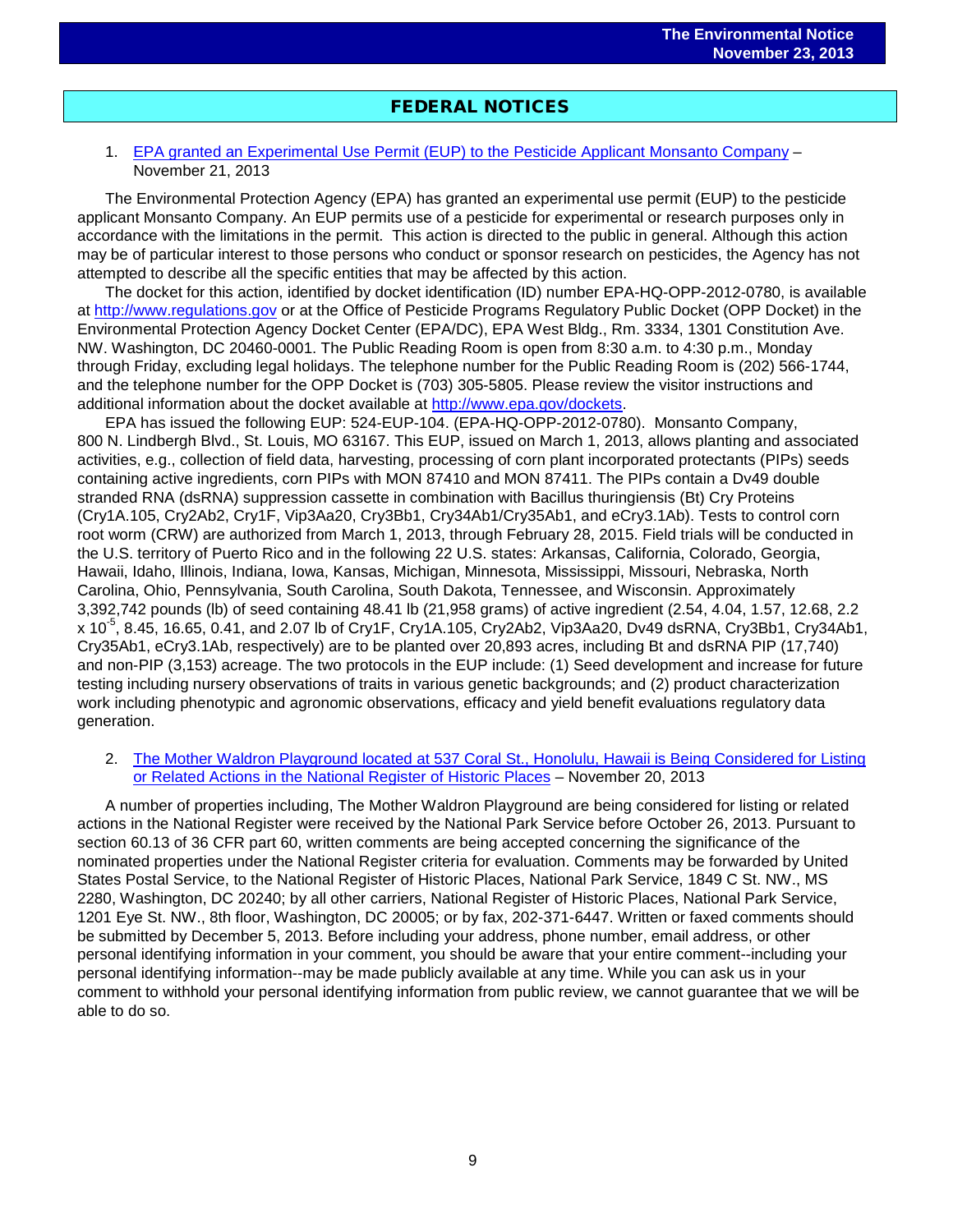## FEDERAL NOTICES

1. [EPA granted an Experimental Use Permit (EUP) to the Pesticide Applicant Monsanto Company](#) – November 21, 2013

The Environmental Protection Agency (EPA) has granted an experimental use permit (EUP) to the pesticide applicant Monsanto Company. An EUP permits use of a pesticide for experimental or research purposes only in accordance with the limitations in the permit. This action is directed to the public in general. Although this action may be of particular interest to those persons who conduct or sponsor research on pesticides, the Agency has not attempted to describe all the specific entities that may be affected by this action.

The docket for this action, identified by docket identification (ID) number EPA-HQ-OPP-2012-0780, is available at http://www.regulations.gov or at the Office of Pesticide Programs Regulatory Public Docket (OPP Docket) in the Environmental Protection Agency Docket Center (EPA/DC), EPA West Bldg., Rm. 3334, 1301 Constitution Ave. NW. Washington, DC 20460-0001. The Public Reading Room is open from 8:30 a.m. to 4:30 p.m., Monday through Friday, excluding legal holidays. The telephone number for the Public Reading Room is (202) 566-1744, and the telephone number for the OPP Docket is (703) 305-5805. Please review the visitor instructions and additional information about the docket available at http://www.epa.gov/dockets.

EPA has issued the following EUP: 524-EUP-104. (EPA-HQ-OPP-2012-0780). Monsanto Company, 800 N. Lindbergh Blvd., St. Louis, MO 63167. This EUP, issued on March 1, 2013, allows planting and associated activities, e.g., collection of field data, harvesting, processing of corn plant incorporated protectants (PIPs) seeds containing active ingredients, corn PIPs with MON 87410 and MON 87411. The PIPs contain a Dv49 double stranded RNA (dsRNA) suppression cassette in combination with Bacillus thuringiensis (Bt) Cry Proteins (Cry1A.105, Cry2Ab2, Cry1F, Vip3Aa20, Cry3Bb1, Cry34Ab1/Cry35Ab1, and eCry3.1Ab). Tests to control corn root worm (CRW) are authorized from March 1, 2013, through February 28, 2015. Field trials will be conducted in the U.S. territory of Puerto Rico and in the following 22 U.S. states: Arkansas, California, Colorado, Georgia, Hawaii, Idaho, Illinois, Indiana, Iowa, Kansas, Michigan, Minnesota, Mississippi, Missouri, Nebraska, North Carolina, Ohio, Pennsylvania, South Carolina, South Dakota, Tennessee, and Wisconsin. Approximately 3,392,742 pounds (lb) of seed containing 48.41 lb (21,958 grams) of active ingredient (2.54, 4.04, 1.57, 12.68, $2.2 \times 10^{-5}$, 8.45, 16.65, 0.41, and 2.07 lb of Cry1F, Cry1A.105, Cry2Ab2, Vip3Aa20, Dv49 dsRNA, Cry3Bb1, Cry34Ab1, Cry35Ab1, eCry3.1Ab, respectively) are to be planted over 20,893 acres, including Bt and dsRNA PIP (17,740) and non-PIP (3,153) acreage. The two protocols in the EUP include: (1) Seed development and increase for future testing including nursery observations of traits in various genetic backgrounds; and (2) product characterization work including phenotypic and agronomic observations, efficacy and yield benefit evaluations regulatory data generation.

2. [The Mother Waldron Playground located at 537 Coral St., Honolulu, Hawaii is Being Considered for Listing or Related Actions in the National Register of Historic Places](#) – November 20, 2013

A number of properties including, The Mother Waldron Playground are being considered for listing or related actions in the National Register were received by the National Park Service before October 26, 2013. Pursuant to section 60.13 of 36 CFR part 60, written comments are being accepted concerning the significance of the nominated properties under the National Register criteria for evaluation. Comments may be forwarded by United States Postal Service, to the National Register of Historic Places, National Park Service, 1849 C St. NW., MS 2280, Washington, DC 20240; by all other carriers, National Register of Historic Places, National Park Service, 1201 Eye St. NW., 8th floor, Washington, DC 20005; or by fax, 202-371-6447. Written or faxed comments should be submitted by December 5, 2013. Before including your address, phone number, email address, or other personal identifying information in your comment, you should be aware that your entire comment--including your personal identifying information--may be made publicly available at any time. While you can ask us in your comment to withhold your personal identifying information from public review, we cannot guarantee that we will be able to do so.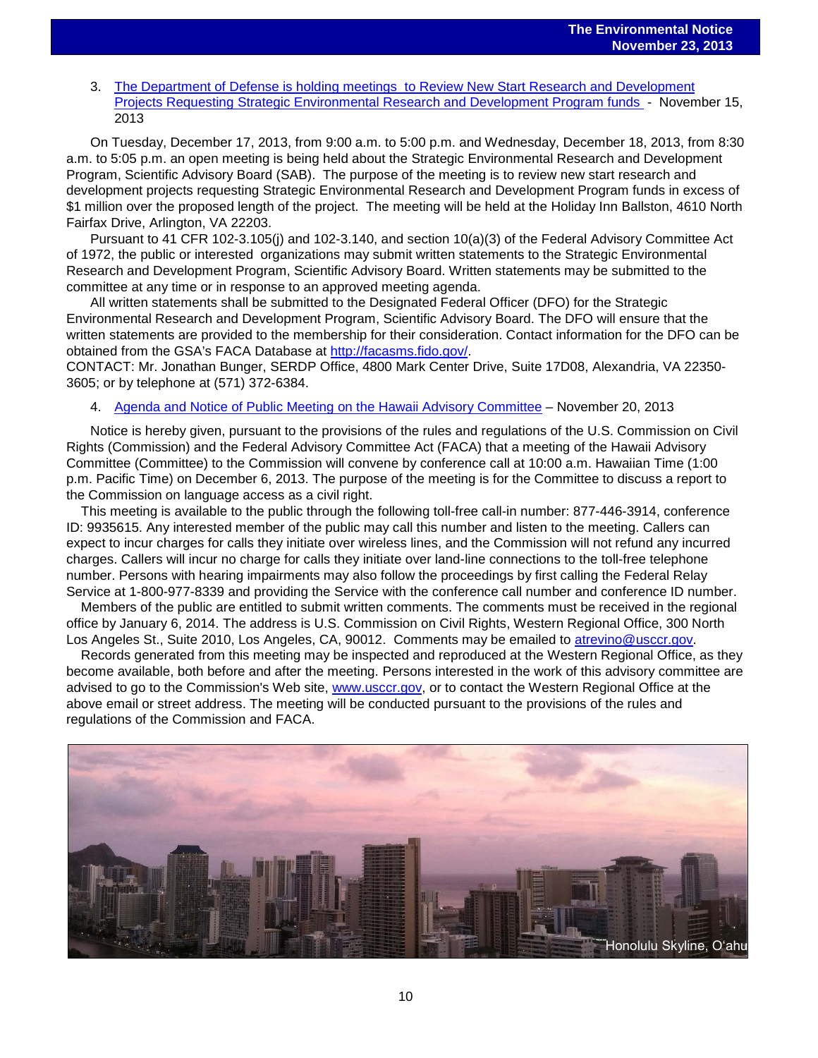3. [The Department of Defense is holding meetings to Review New Start Research and Development Projects Requesting Strategic Environmental Research and Development Program funds](#) - November 15, 2013

On Tuesday, December 17, 2013, from 9:00 a.m. to 5:00 p.m. and Wednesday, December 18, 2013, from 8:30 a.m. to 5:05 p.m. an open meeting is being held about the Strategic Environmental Research and Development Program, Scientific Advisory Board (SAB). The purpose of the meeting is to review new start research and development projects requesting Strategic Environmental Research and Development Program funds in excess of $1 million over the proposed length of the project. The meeting will be held at the Holiday Inn Ballston, 4610 North Fairfax Drive, Arlington, VA 22203.

Pursuant to 41 CFR 102-3.105(j) and 102-3.140, and section 10(a)(3) of the Federal Advisory Committee Act of 1972, the public or interested organizations may submit written statements to the Strategic Environmental Research and Development Program, Scientific Advisory Board. Written statements may be submitted to the committee at any time or in response to an approved meeting agenda.

All written statements shall be submitted to the Designated Federal Officer (DFO) for the Strategic Environmental Research and Development Program, Scientific Advisory Board. The DFO will ensure that the written statements are provided to the membership for their consideration. Contact information for the DFO can be obtained from the GSA's FACA Database at http://facasms.fido.gov/.

CONTACT: Mr. Jonathan Bunger, SERDP Office, 4800 Mark Center Drive, Suite 17D08, Alexandria, VA 22350-3605; or by telephone at (571) 372-6384.

4. [Agenda and Notice of Public Meeting on the Hawaii Advisory Committee](#) – November 20, 2013

Notice is hereby given, pursuant to the provisions of the rules and regulations of the U.S. Commission on Civil Rights (Commission) and the Federal Advisory Committee Act (FACA) that a meeting of the Hawaii Advisory Committee (Committee) to the Commission will convene by conference call at 10:00 a.m. Hawaiian Time (1:00 p.m. Pacific Time) on December 6, 2013. The purpose of the meeting is for the Committee to discuss a report to the Commission on language access as a civil right.

This meeting is available to the public through the following toll-free call-in number: 877-446-3914, conference ID: 9935615. Any interested member of the public may call this number and listen to the meeting. Callers can expect to incur charges for calls they initiate over wireless lines, and the Commission will not refund any incurred charges. Callers will incur no charge for calls they initiate over land-line connections to the toll-free telephone number. Persons with hearing impairments may also follow the proceedings by first calling the Federal Relay Service at 1-800-977-8339 and providing the Service with the conference call number and conference ID number.

Members of the public are entitled to submit written comments. The comments must be received in the regional office by January 6, 2014. The address is U.S. Commission on Civil Rights, Western Regional Office, 300 North Los Angeles St., Suite 2010, Los Angeles, CA, 90012. Comments may be emailed to atrevino@usccr.gov.

Records generated from this meeting may be inspected and reproduced at the Western Regional Office, as they become available, both before and after the meeting. Persons interested in the work of this advisory committee are advised to go to the Commission's Web site, www.usccr.gov, or to contact the Western Regional Office at the above email or street address. The meeting will be conducted pursuant to the provisions of the rules and regulations of the Commission and FACA.

Honolulu Skyline, O'ahu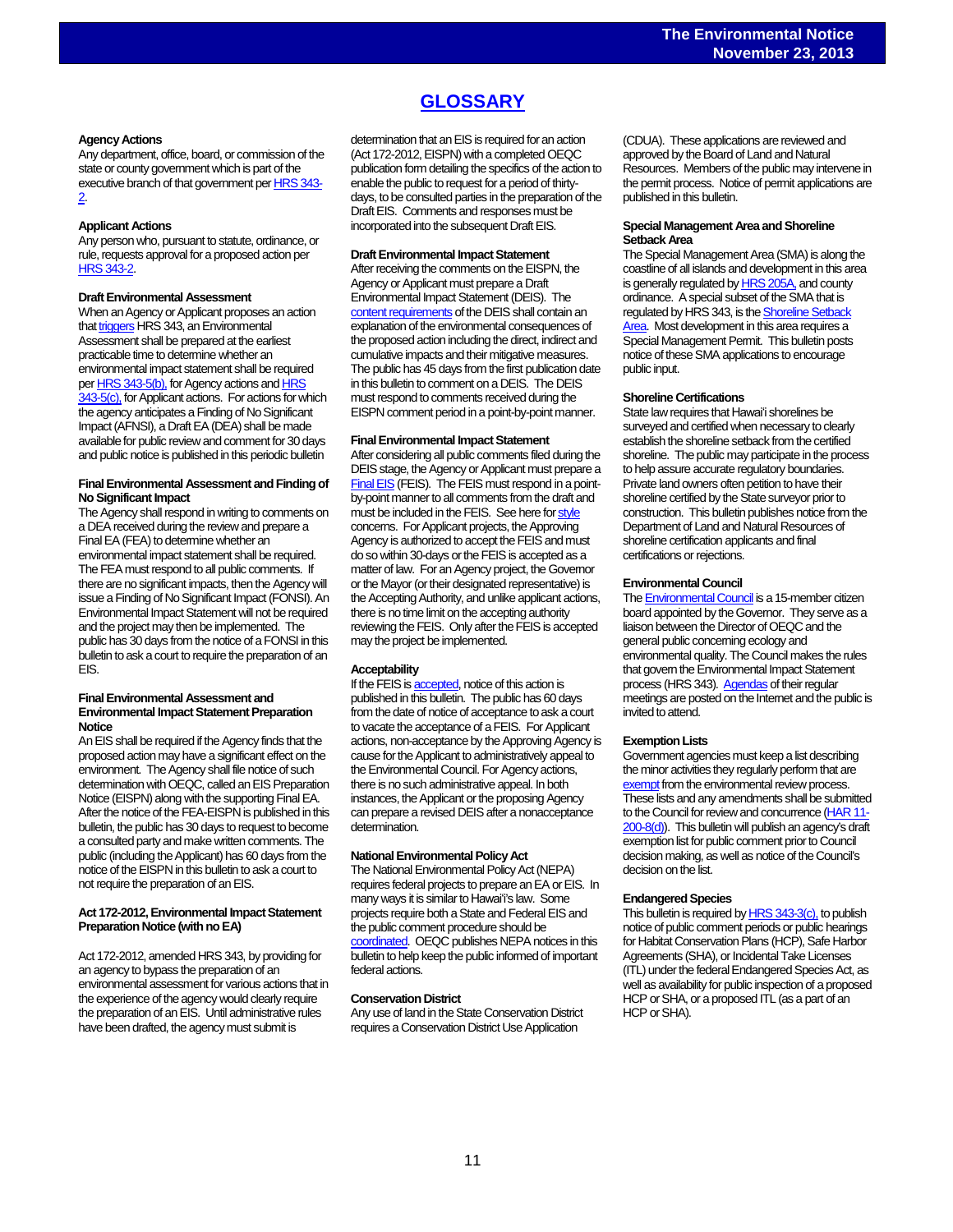# GLOSSARY

### Agency Actions

Any department, office, board, or commission of the state or county government which is part of the executive branch of that government per HRS 343-2.

### Applicant Actions

Any person who, pursuant to statute, ordinance, or rule, requests approval for a proposed action per HRS 343-2.

### Draft Environmental Assessment

When an Agency or Applicant proposes an action that triggers HRS 343, an Environmental Assessment shall be prepared at the earliest practicable time to determine whether an environmental impact statement shall be required per HRS 343-5(b), for Agency actions and HRS 343-5(c), for Applicant actions. For actions for which the agency anticipates a Finding of No Significant Impact (AFNSI), a Draft EA (DEA) shall be made available for public review and comment for 30 days and public notice is published in this periodic bulletin

### Final Environmental Assessment and Finding of No Significant Impact

The Agency shall respond in writing to comments on a DEA received during the review and prepare a Final EA (FEA) to determine whether an environmental impact statement shall be required. The FEA must respond to all public comments. If there are no significant impacts, then the Agency will issue a Finding of No Significant Impact (FONSI). An Environmental Impact Statement will not be required and the project may then be implemented. The public has 30 days from the notice of a FONSI in this bulletin to ask a court to require the preparation of an EIS.

### Final Environmental Assessment and Environmental Impact Statement Preparation Notice

An EIS shall be required if the Agency finds that the proposed action may have a significant effect on the environment. The Agency shall file notice of such determination with OEQC, called an EIS Preparation Notice (EISPN) along with the supporting Final EA. After the notice of the FEA-EISPN is published in this bulletin, the public has 30 days to request to become a consulted party and make written comments. The public (including the Applicant) has 60 days from the notice of the EISPN in this bulletin to ask a court to not require the preparation of an EIS.

### Act 172-2012, Environmental Impact Statement Preparation Notice (with no EA)

Act 172-2012, amended HRS 343, by providing for an agency to bypass the preparation of an environmental assessment for various actions that in the experience of the agency would clearly require the preparation of an EIS. Until administrative rules have been drafted, the agency must submit is determination that an EIS is required for an action (Act 172-2012, EISPN) with a completed OEQC publication form detailing the specifics of the action to enable the public to request for a period of thirty-days, to be consulted parties in the preparation of the Draft EIS. Comments and responses must be incorporated into the subsequent Draft EIS.

### Draft Environmental Impact Statement

After receiving the comments on the EISPN, the Agency or Applicant must prepare a Draft Environmental Impact Statement (DEIS). The content requirements of the DEIS shall contain an explanation of the environmental consequences of the proposed action including the direct, indirect and cumulative impacts and their mitigative measures. The public has 45 days from the first publication date in this bulletin to comment on a DEIS. The DEIS must respond to comments received during the EISPN comment period in a point-by-point manner.

### Final Environmental Impact Statement

After considering all public comments filed during the DEIS stage, the Agency or Applicant must prepare a Final EIS (FEIS). The FEIS must respond in a point-by-point manner to all comments from the draft and must be included in the FEIS. See here for style concerns. For Applicant projects, the Approving Agency is authorized to accept the FEIS and must do so within 30-days or the FEIS is accepted as a matter of law. For an Agency project, the Governor or the Mayor (or their designated representative) is the Accepting Authority, and unlike applicant actions, there is no time limit on the accepting authority reviewing the FEIS. Only after the FEIS is accepted may the project be implemented.

### Acceptability

If the FEIS is accepted, notice of this action is published in this bulletin. The public has 60 days from the date of notice of acceptance to ask a court to vacate the acceptance of a FEIS. For Applicant actions, non-acceptance by the Approving Agency is cause for the Applicant to administratively appeal to the Environmental Council. For Agency actions, there is no such administrative appeal. In both instances, the Applicant or the proposing Agency can prepare a revised DEIS after a nonacceptance determination.

### National Environmental Policy Act

The National Environmental Policy Act (NEPA) requires federal projects to prepare an EA or EIS. In many ways it is similar to Hawai'i's law. Some projects require both a State and Federal EIS and the public comment procedure should be coordinated. OEQC publishes NEPA notices in this bulletin to help keep the public informed of important federal actions.

### Conservation District

Any use of land in the State Conservation District requires a Conservation District Use Application (CDUA). These applications are reviewed and approved by the Board of Land and Natural Resources. Members of the public may intervene in the permit process. Notice of permit applications are published in this bulletin.

### Special Management Area and Shoreline Setback Area

The Special Management Area (SMA) is along the coastline of all islands and development in this area is generally regulated by HRS 205A, and county ordinance. A special subset of the SMA that is regulated by HRS 343, is the Shoreline Setback Area. Most development in this area requires a Special Management Permit. This bulletin posts notice of these SMA applications to encourage public input.

### Shoreline Certifications

State law requires that Hawai'i shorelines be surveyed and certified when necessary to clearly establish the shoreline setback from the certified shoreline. The public may participate in the process to help assure accurate regulatory boundaries. Private land owners often petition to have their shoreline certified by the State surveyor prior to construction. This bulletin publishes notice from the Department of Land and Natural Resources of shoreline certification applicants and final certifications or rejections.

### Environmental Council

The Environmental Council is a 15-member citizen board appointed by the Governor. They serve as a liaison between the Director of OEQC and the general public concerning ecology and environmental quality. The Council makes the rules that govern the Environmental Impact Statement process (HRS 343). Agendas of their regular meetings are posted on the Internet and the public is invited to attend.

### Exemption Lists

Government agencies must keep a list describing the minor activities they regularly perform that are exempt from the environmental review process. These lists and any amendments shall be submitted to the Council for review and concurrence (HAR 11-200-8(d)). This bulletin will publish an agency's draft exemption list for public comment prior to Council decision making, as well as notice of the Council's decision on the list.

### Endangered Species

This bulletin is required by HRS 343-3(c), to publish notice of public comment periods or public hearings for Habitat Conservation Plans (HCP), Safe Harbor Agreements (SHA), or Incidental Take Licenses (ITL) under the federal Endangered Species Act, as well as availability for public inspection of a proposed HCP or SHA, or a proposed ITL (as a part of an HCP or SHA).